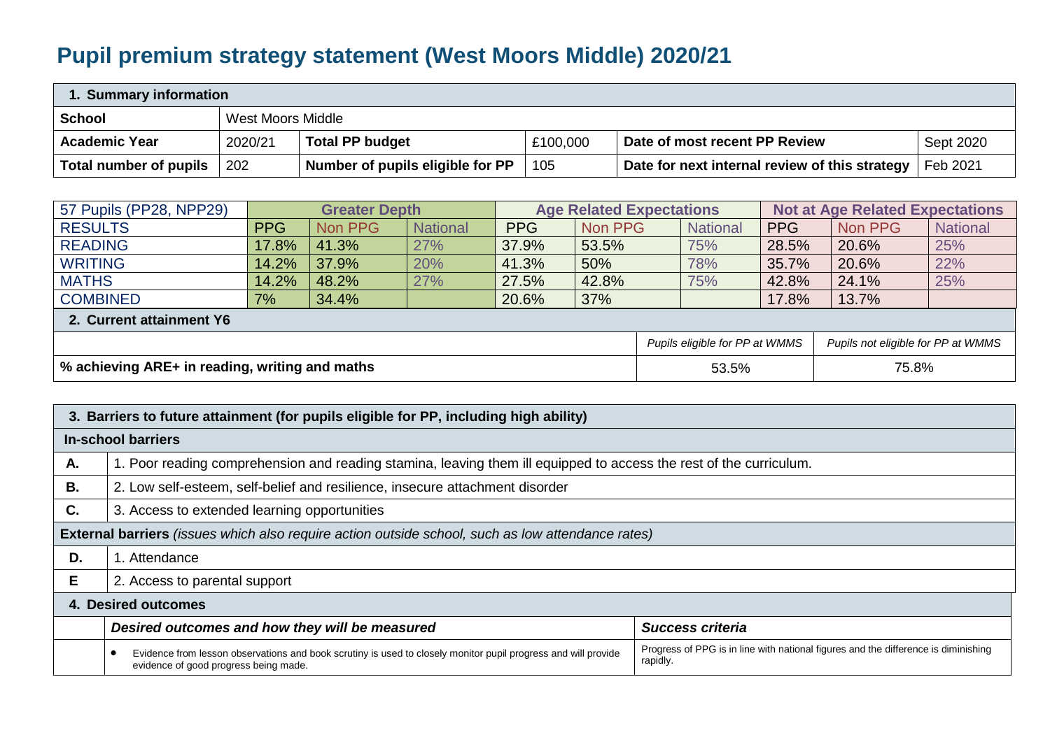# Pupil premium strategy statement (West Moors Middle) 2020/21

| 1. Summary information | | | | | |
|---|---|---|---|---|---|
| **School** | West Moors Middle | | | | |
| **Academic Year** | 2020/21 | **Total PP budget** | £100,000 | **Date of most recent PP Review** | Sept 2020 |
| **Total number of pupils** | 202 | **Number of pupils eligible for PP** | 105 | **Date for next internal review of this strategy** | Feb 2021 |

| 57 Pupils (PP28, NPP29) | **Greater Depth** | | | **Age Related Expectations** | | | **Not at Age Related Expectations** | | |
|---|---|---|---|---|---|---|---|---|---|
| RESULTS | PPG | Non PPG | National | PPG | Non PPG | National | PPG | Non PPG | National |
| READING | 17.8% | 41.3% | 27% | 37.9% | 53.5% | 75% | 28.5% | 20.6% | 25% |
| WRITING | 14.2% | 37.9% | 20% | 41.3% | 50% | 78% | 35.7% | 20.6% | 22% |
| MATHS | 14.2% | 48.2% | 27% | 27.5% | 42.8% | 75% | 42.8% | 24.1% | 25% |
| COMBINED | 7% | 34.4% | | 20.6% | 37% | | 17.8% | 13.7% | |

| 2. Current attainment Y6 | | |
|---|---|---|
| | *Pupils eligible for PP at WMMS* | *Pupils not eligible for PP at WMMS* |
| **% achieving ARE+ in reading, writing and maths** | 53.5% | 75.8% |

| 3. Barriers to future attainment (for pupils eligible for PP, including high ability) | |
|---|---|
| **In-school barriers** | |
| **A.** | 1. Poor reading comprehension and reading stamina, leaving them ill equipped to access the rest of the curriculum. |
| **B.** | 2. Low self-esteem, self-belief and resilience, insecure attachment disorder |
| **C.** | 3. Access to extended learning opportunities |
| **External barriers** *(issues which also require action outside school, such as low attendance rates)* | |
| **D.** | 1. Attendance |
| **E** | 2. Access to parental support |

| 4. Desired outcomes | | |
|---|---|---|
| | ***Desired outcomes and how they will be measured*** | ***Success criteria*** |
| | • Evidence from lesson observations and book scrutiny is used to closely monitor pupil progress and will provide evidence of good progress being made. | Progress of PPG is in line with national figures and the difference is diminishing rapidly. |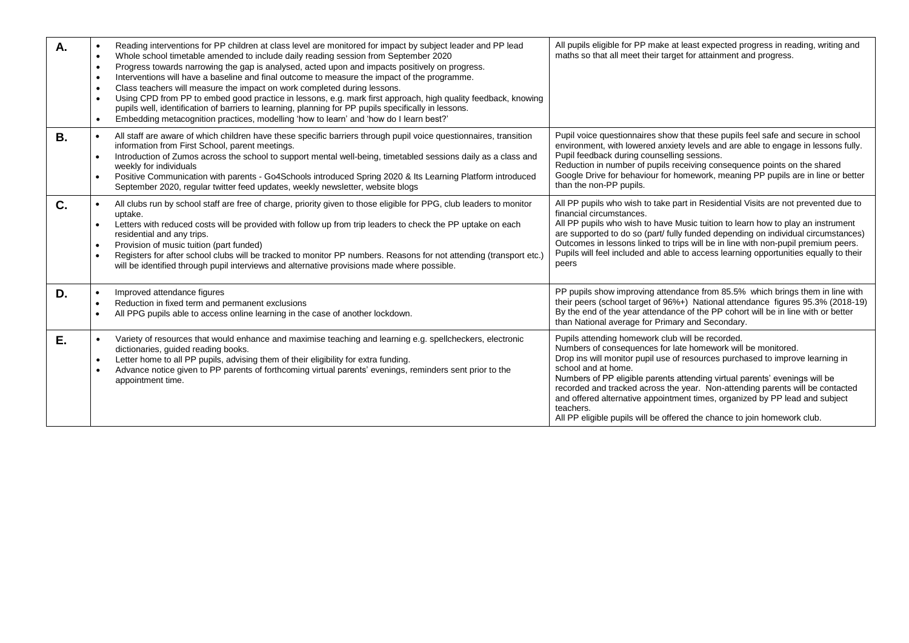| | | |
|---|---|---|
| **A.** | • Reading interventions for PP children at class level are monitored for impact by subject leader and PP lead<br>• Whole school timetable amended to include daily reading session from September 2020<br>• Progress towards narrowing the gap is analysed, acted upon and impacts positively on progress.<br>• Interventions will have a baseline and final outcome to measure the impact of the programme.<br>• Class teachers will measure the impact on work completed during lessons.<br>• Using CPD from PP to embed good practice in lessons, e.g. mark first approach, high quality feedback, knowing pupils well, identification of barriers to learning, planning for PP pupils specifically in lessons.<br>• Embedding metacognition practices, modelling 'how to learn' and 'how do I learn best?' | All pupils eligible for PP make at least expected progress in reading, writing and maths so that all meet their target for attainment and progress. |
| **B.** | • All staff are aware of which children have these specific barriers through pupil voice questionnaires, transition information from First School, parent meetings.<br>• Introduction of Zumos across the school to support mental well-being, timetabled sessions daily as a class and weekly for individuals<br>• Positive Communication with parents - Go4Schools introduced Spring 2020 & Its Learning Platform introduced September 2020, regular twitter feed updates, weekly newsletter, website blogs | Pupil voice questionnaires show that these pupils feel safe and secure in school environment, with lowered anxiety levels and are able to engage in lessons fully.<br>Pupil feedback during counselling sessions.<br>Reduction in number of pupils receiving consequence points on the shared Google Drive for behaviour for homework, meaning PP pupils are in line or better than the non-PP pupils. |
| **C.** | • All clubs run by school staff are free of charge, priority given to those eligible for PPG, club leaders to monitor uptake.<br>• Letters with reduced costs will be provided with follow up from trip leaders to check the PP uptake on each residential and any trips.<br>• Provision of music tuition (part funded)<br>• Registers for after school clubs will be tracked to monitor PP numbers. Reasons for not attending (transport etc.) will be identified through pupil interviews and alternative provisions made where possible. | All PP pupils who wish to take part in Residential Visits are not prevented due to financial circumstances.<br>All PP pupils who wish to have Music tuition to learn how to play an instrument are supported to do so (part/ fully funded depending on individual circumstances)<br>Outcomes in lessons linked to trips will be in line with non-pupil premium peers.<br>Pupils will feel included and able to access learning opportunities equally to their peers |
| **D.** | • Improved attendance figures<br>• Reduction in fixed term and permanent exclusions<br>• All PPG pupils able to access online learning in the case of another lockdown. | PP pupils show improving attendance from 85.5% which brings them in line with their peers (school target of 96%+) National attendance figures 95.3% (2018-19)<br>By the end of the year attendance of the PP cohort will be in line with or better than National average for Primary and Secondary. |
| **E.** | • Variety of resources that would enhance and maximise teaching and learning e.g. spellcheckers, electronic dictionaries, guided reading books.<br>• Letter home to all PP pupils, advising them of their eligibility for extra funding.<br>• Advance notice given to PP parents of forthcoming virtual parents' evenings, reminders sent prior to the appointment time. | Pupils attending homework club will be recorded.<br>Numbers of consequences for late homework will be monitored.<br>Drop ins will monitor pupil use of resources purchased to improve learning in school and at home.<br>Numbers of PP eligible parents attending virtual parents' evenings will be recorded and tracked across the year. Non-attending parents will be contacted and offered alternative appointment times, organized by PP lead and subject teachers.<br>All PP eligible pupils will be offered the chance to join homework club. |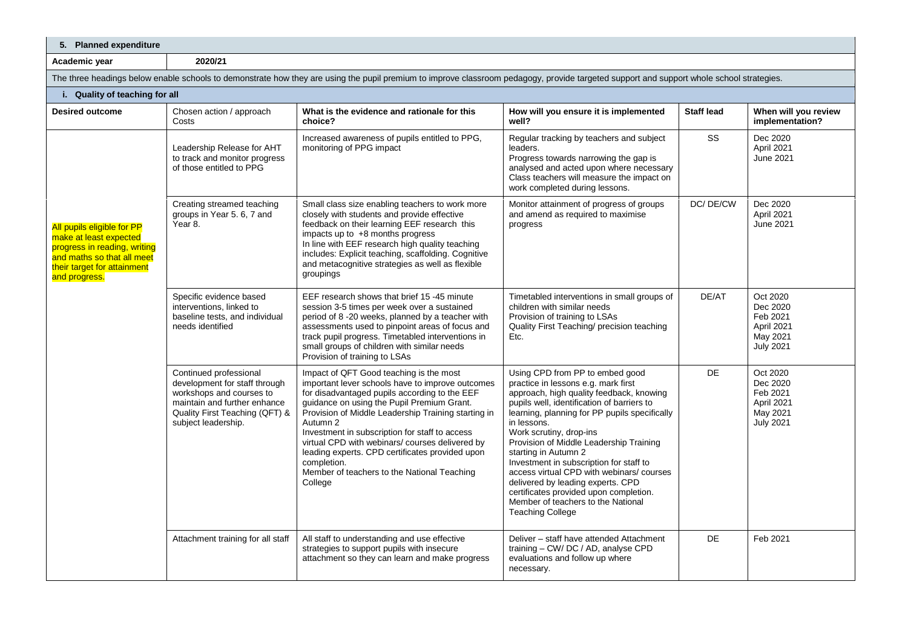## 5. Planned expenditure

| Academic year | 2020/21 |
|---|---|

The three headings below enable schools to demonstrate how they are using the pupil premium to improve classroom pedagogy, provide targeted support and support whole school strategies.

### i. Quality of teaching for all

| Desired outcome | Chosen action / approach Costs | What is the evidence and rationale for this choice? | How will you ensure it is implemented well? | Staff lead | When will you review implementation? |
|---|---|---|---|---|---|
| All pupils eligible for PP make at least expected progress in reading, writing and maths so that all meet their target for attainment and progress. | Leadership Release for AHT to track and monitor progress of those entitled to PPG | Increased awareness of pupils entitled to PPG, monitoring of PPG impact | Regular tracking by teachers and subject leaders. Progress towards narrowing the gap is analysed and acted upon where necessary Class teachers will measure the impact on work completed during lessons. | SS | Dec 2020 April 2021 June 2021 |
| | Creating streamed teaching groups in Year 5. 6, 7 and Year 8. | Small class size enabling teachers to work more closely with students and provide effective feedback on their learning EEF research this impacts up to +8 months progress In line with EEF research high quality teaching includes: Explicit teaching, scaffolding. Cognitive and metacognitive strategies as well as flexible groupings | Monitor attainment of progress of groups and amend as required to maximise progress | DC/ DE/CW | Dec 2020 April 2021 June 2021 |
| | Specific evidence based interventions, linked to baseline tests, and individual needs identified | EEF research shows that brief 15 -45 minute session 3-5 times per week over a sustained period of 8 -20 weeks, planned by a teacher with assessments used to pinpoint areas of focus and track pupil progress. Timetabled interventions in small groups of children with similar needs Provision of training to LSAs | Timetabled interventions in small groups of children with similar needs Provision of training to LSAs Quality First Teaching/ precision teaching Etc. | DE/AT | Oct 2020 Dec 2020 Feb 2021 April 2021 May 2021 July 2021 |
| | Continued professional development for staff through workshops and courses to maintain and further enhance Quality First Teaching (QFT) & subject leadership. | Impact of QFT Good teaching is the most important lever schools have to improve outcomes for disadvantaged pupils according to the EEF guidance on using the Pupil Premium Grant. Provision of Middle Leadership Training starting in Autumn 2 Investment in subscription for staff to access virtual CPD with webinars/ courses delivered by leading experts. CPD certificates provided upon completion. Member of teachers to the National Teaching College | Using CPD from PP to embed good practice in lessons e.g. mark first approach, high quality feedback, knowing pupils well, identification of barriers to learning, planning for PP pupils specifically in lessons. Work scrutiny, drop-ins Provision of Middle Leadership Training starting in Autumn 2 Investment in subscription for staff to access virtual CPD with webinars/ courses delivered by leading experts. CPD certificates provided upon completion. Member of teachers to the National Teaching College | DE | Oct 2020 Dec 2020 Feb 2021 April 2021 May 2021 July 2021 |
| | Attachment training for all staff | All staff to understanding and use effective strategies to support pupils with insecure attachment so they can learn and make progress | Deliver – staff have attended Attachment training – CW/ DC / AD, analyse CPD evaluations and follow up where necessary. | DE | Feb 2021 |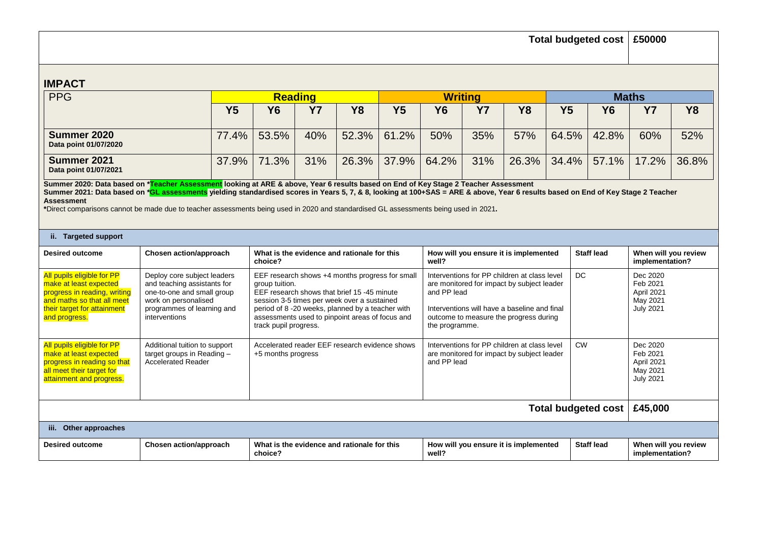| | Total budgeted cost | £50000 |
|---|---|---|

## IMPACT

| PPG | Reading | | | | Writing | | | | Maths | | | |
|---|---|---|---|---|---|---|---|---|---|---|---|---|
| | Y5 | Y6 | Y7 | Y8 | Y5 | Y6 | Y7 | Y8 | Y5 | Y6 | Y7 | Y8 |
| **Summer 2020** **Data point 01/07/2020** | 77.4% | 53.5% | 40% | 52.3% | 61.2% | 50% | 35% | 57% | 64.5% | 42.8% | 60% | 52% |
| **Summer 2021** **Data point 01/07/2021** | 37.9% | 71.3% | 31% | 26.3% | 37.9% | 64.2% | 31% | 26.3% | 34.4% | 57.1% | 17.2% | 36.8% |

**Summer 2020: Data based on *Teacher Assessment looking at ARE & above, Year 6 results based on End of Key Stage 2 Teacher Assessment**
**Summer 2021: Data based on *GL assessments yielding standardised scores in Years 5, 7, & 8, looking at 100+SAS = ARE & above, Year 6 results based on End of Key Stage 2 Teacher Assessment**
**\***Direct comparisons cannot be made due to teacher assessments being used in 2020 and standardised GL assessments being used in 2021**.**

### ii. Targeted support

| Desired outcome | Chosen action/approach | What is the evidence and rationale for this choice? | How will you ensure it is implemented well? | Staff lead | When will you review implementation? |
|---|---|---|---|---|---|
| All pupils eligible for PP make at least expected progress in reading, writing and maths so that all meet their target for attainment and progress. | Deploy core subject leaders and teaching assistants for one-to-one and small group work on personalised programmes of learning and interventions | EEF research shows +4 months progress for small group tuition. EEF research shows that brief 15 -45 minute session 3-5 times per week over a sustained period of 8 -20 weeks, planned by a teacher with assessments used to pinpoint areas of focus and track pupil progress. | Interventions for PP children at class level are monitored for impact by subject leader and PP lead<br><br>Interventions will have a baseline and final outcome to measure the progress during the programme. | DC | Dec 2020<br>Feb 2021<br>April 2021<br>May 2021<br>July 2021 |
| All pupils eligible for PP make at least expected progress in reading so that all meet their target for attainment and progress. | Additional tuition to support target groups in Reading – Accelerated Reader | Accelerated reader EEF research evidence shows +5 months progress | Interventions for PP children at class level are monitored for impact by subject leader and PP lead | CW | Dec 2020<br>Feb 2021<br>April 2021<br>May 2021<br>July 2021 |
| | | | | **Total budgeted cost** | **£45,000** |

### iii. Other approaches

| Desired outcome | Chosen action/approach | What is the evidence and rationale for this choice? | How will you ensure it is implemented well? | Staff lead | When will you review implementation? |
|---|---|---|---|---|---|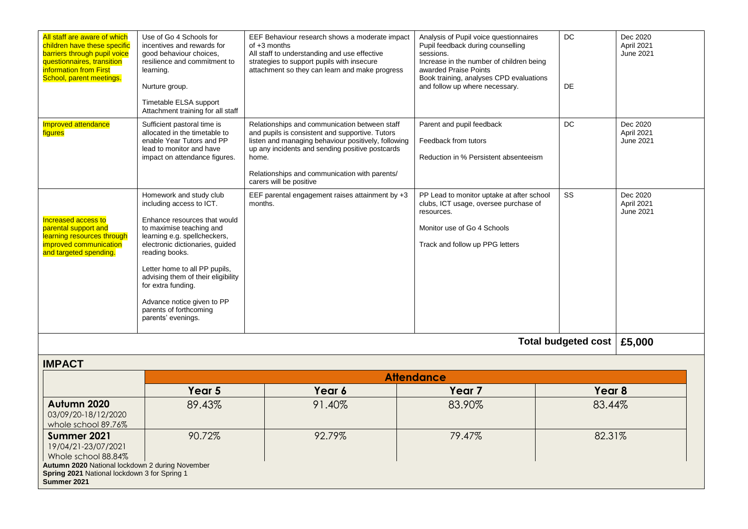| | | | | | |
|---|---|---|---|---|---|
| All staff are aware of which children have these specific barriers through pupil voice questionnaires, transition information from First School, parent meetings. | Use of Go 4 Schools for incentives and rewards for good behaviour choices, resilience and commitment to learning.<br><br>Nurture group.<br><br>Timetable ELSA support<br>Attachment training for all staff | EEF Behaviour research shows a moderate impact of +3 months<br>All staff to understanding and use effective strategies to support pupils with insecure attachment so they can learn and make progress | Analysis of Pupil voice questionnaires<br>Pupil feedback during counselling sessions.<br>Increase in the number of children being awarded Praise Points<br>Book training, analyses CPD evaluations and follow up where necessary. | DC<br><br>DE | Dec 2020<br>April 2021<br>June 2021 |
| Improved attendance figures | Sufficient pastoral time is allocated in the timetable to enable Year Tutors and PP lead to monitor and have impact on attendance figures. | Relationships and communication between staff and pupils is consistent and supportive. Tutors listen and managing behaviour positively, following up any incidents and sending positive postcards home.<br><br>Relationships and communication with parents/ carers will be positive | Parent and pupil feedback<br><br>Feedback from tutors<br><br>Reduction in % Persistent absenteeism | DC | Dec 2020<br>April 2021<br>June 2021 |
| Increased access to parental support and learning resources through improved communication and targeted spending. | Homework and study club including access to ICT.<br><br>Enhance resources that would to maximise teaching and learning e.g. spellcheckers, electronic dictionaries, guided reading books.<br><br>Letter home to all PP pupils, advising them of their eligibility for extra funding.<br><br>Advance notice given to PP parents of forthcoming parents' evenings. | EEF parental engagement raises attainment by +3 months. | PP Lead to monitor uptake at after school clubs, ICT usage, oversee purchase of resources.<br><br>Monitor use of Go 4 Schools<br><br>Track and follow up PPG letters | SS | Dec 2020<br>April 2021<br>June 2021 |
| | | | | **Total budgeted cost** | **£5,000** |

## IMPACT

| | Attendance | | | |
|---|---|---|---|---|
| | **Year 5** | **Year 6** | **Year 7** | **Year 8** |
| **Autumn 2020**<br>03/09/20-18/12/2020<br>whole school 89.76% | 89.43% | 91.40% | 83.90% | 83.44% |
| **Summer 2021**<br>19/04/21-23/07/2021<br>Whole school 88.84% | 90.72% | 92.79% | 79.47% | 82.31% |

**Autumn 2020** National lockdown 2 during November
**Spring 2021** National lockdown 3 for Spring 1
**Summer 2021**